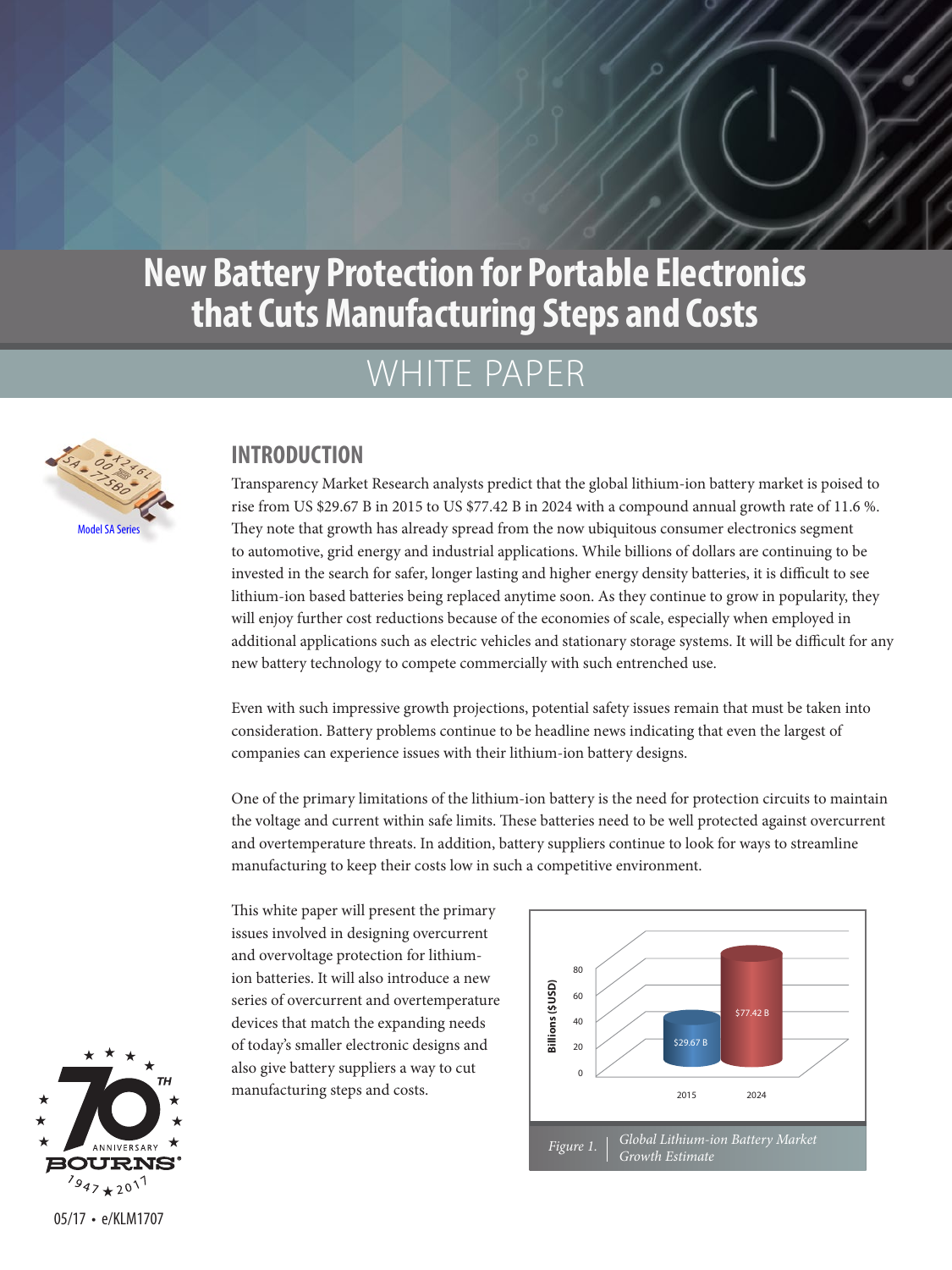# New Battery Protection for Portable Electronics that Cuts Manufacturing Steps and Costs

## WHITE PAPER

Model SA Series

## INTRODUCTION

Transparency Market Research analysts predict that the global lithium-ion battery market is poised to rise from US $29.67 B in 2015 to US $77.42 B in 2024 with a compound annual growth rate of 11.6 %. They note that growth has already spread from the now ubiquitous consumer electronics segment to automotive, grid energy and industrial applications. While billions of dollars are continuing to be invested in the search for safer, longer lasting and higher energy density batteries, it is difficult to see lithium-ion based batteries being replaced anytime soon. As they continue to grow in popularity, they will enjoy further cost reductions because of the economies of scale, especially when employed in additional applications such as electric vehicles and stationary storage systems. It will be difficult for any new battery technology to compete commercially with such entrenched use.

Even with such impressive growth projections, potential safety issues remain that must be taken into consideration. Battery problems continue to be headline news indicating that even the largest of companies can experience issues with their lithium-ion battery designs.

One of the primary limitations of the lithium-ion battery is the need for protection circuits to maintain the voltage and current within safe limits. These batteries need to be well protected against overcurrent and overtemperature threats. In addition, battery suppliers continue to look for ways to streamline manufacturing to keep their costs low in such a competitive environment.

This white paper will present the primary issues involved in designing overcurrent and overvoltage protection for lithium-ion batteries. It will also introduce a new series of overcurrent and overtemperature devices that match the expanding needs of today's smaller electronic designs and also give battery suppliers a way to cut manufacturing steps and costs.

| Year | Billions ($USD) |
|---|---|
| 2015 | $29.67 B |
| 2024 | $77.42 B |

*Figure 1.* *Global Lithium-ion Battery Market Growth Estimate*

05/17 • e/KLM1707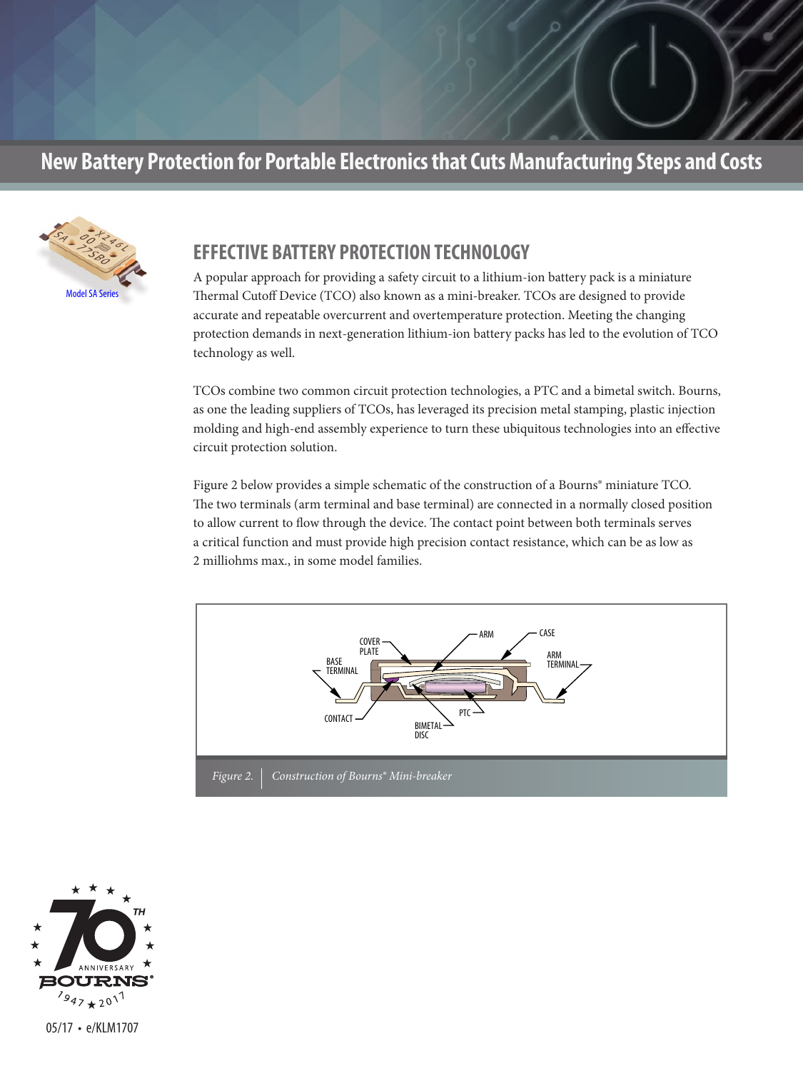## New Battery Protection for Portable Electronics that Cuts Manufacturing Steps and Costs

Model SA Series

### EFFECTIVE BATTERY PROTECTION TECHNOLOGY

A popular approach for providing a safety circuit to a lithium-ion battery pack is a miniature Thermal Cutoff Device (TCO) also known as a mini-breaker. TCOs are designed to provide accurate and repeatable overcurrent and overtemperature protection. Meeting the changing protection demands in next-generation lithium-ion battery packs has led to the evolution of TCO technology as well.

TCOs combine two common circuit protection technologies, a PTC and a bimetal switch. Bourns, as one the leading suppliers of TCOs, has leveraged its precision metal stamping, plastic injection molding and high-end assembly experience to turn these ubiquitous technologies into an effective circuit protection solution.

Figure 2 below provides a simple schematic of the construction of a Bourns® miniature TCO. The two terminals (arm terminal and base terminal) are connected in a normally closed position to allow current to flow through the device. The contact point between both terminals serves a critical function and must provide high precision contact resistance, which can be as low as 2 milliohms max., in some model families.

COVER PLATE, ARM, CASE, BASE TERMINAL, ARM TERMINAL, CONTACT, PTC, BIMETAL DISC

*Figure 2. Construction of Bourns® Mini-breaker*

05/17 • e/KLM1707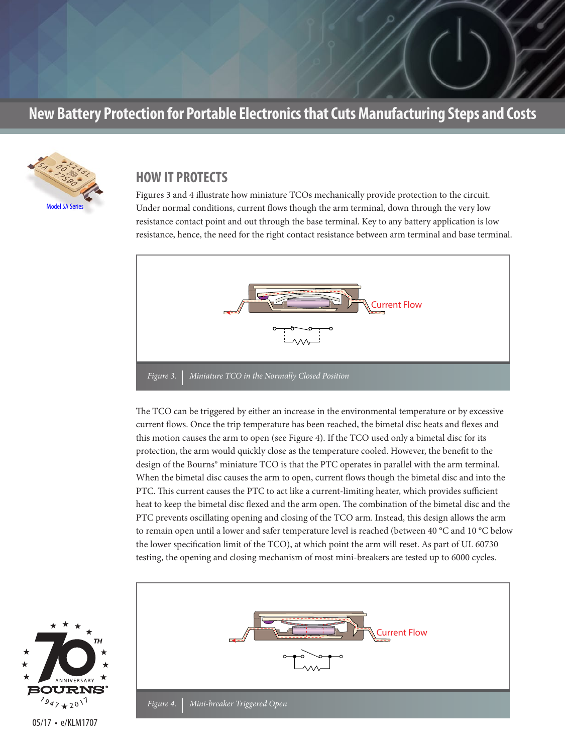## HOW IT PROTECTS

Figures 3 and 4 illustrate how miniature TCOs mechanically provide protection to the circuit. Under normal conditions, current flows though the arm terminal, down through the very low resistance contact point and out through the base terminal. Key to any battery application is low resistance, hence, the need for the right contact resistance between arm terminal and base terminal.

Current Flow

*Figure 3. Miniature TCO in the Normally Closed Position*

The TCO can be triggered by either an increase in the environmental temperature or by excessive current flows. Once the trip temperature has been reached, the bimetal disc heats and flexes and this motion causes the arm to open (see Figure 4). If the TCO used only a bimetal disc for its protection, the arm would quickly close as the temperature cooled. However, the benefit to the design of the Bourns® miniature TCO is that the PTC operates in parallel with the arm terminal. When the bimetal disc causes the arm to open, current flows though the bimetal disc and into the PTC. This current causes the PTC to act like a current-limiting heater, which provides sufficient heat to keep the bimetal disc flexed and the arm open. The combination of the bimetal disc and the PTC prevents oscillating opening and closing of the TCO arm. Instead, this design allows the arm to remain open until a lower and safer temperature level is reached (between 40 °C and 10 °C below the lower specification limit of the TCO), at which point the arm will reset. As part of UL 60730 testing, the opening and closing mechanism of most mini-breakers are tested up to 6000 cycles.

Current Flow

*Figure 4. Mini-breaker Triggered Open*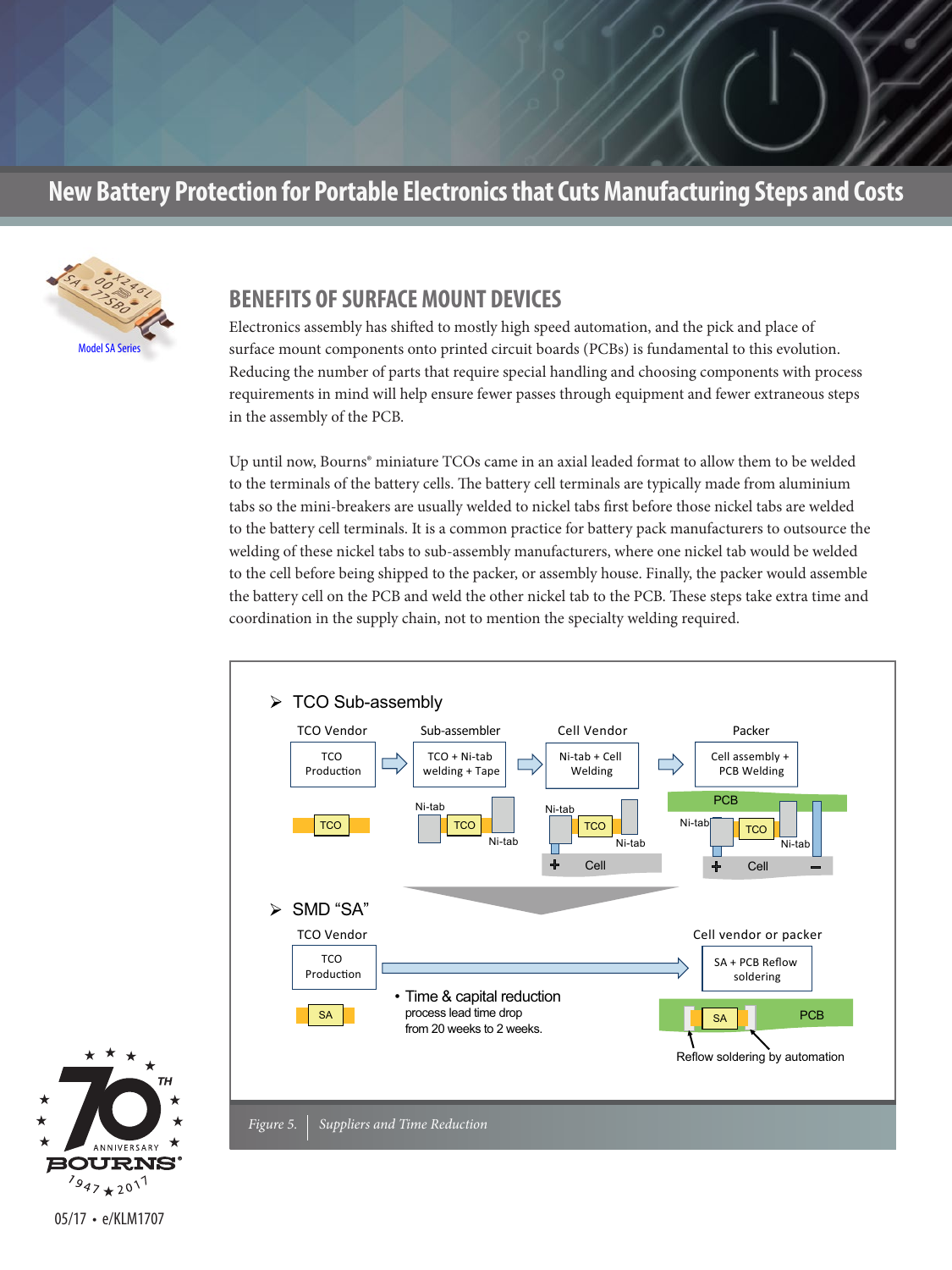# New Battery Protection for Portable Electronics that Cuts Manufacturing Steps and Costs

Model SA Series

## BENEFITS OF SURFACE MOUNT DEVICES

Electronics assembly has shifted to mostly high speed automation, and the pick and place of surface mount components onto printed circuit boards (PCBs) is fundamental to this evolution. Reducing the number of parts that require special handling and choosing components with process requirements in mind will help ensure fewer passes through equipment and fewer extraneous steps in the assembly of the PCB.

Up until now, Bourns® miniature TCOs came in an axial leaded format to allow them to be welded to the terminals of the battery cells. The battery cell terminals are typically made from aluminium tabs so the mini-breakers are usually welded to nickel tabs first before those nickel tabs are welded to the battery cell terminals. It is a common practice for battery pack manufacturers to outsource the welding of these nickel tabs to sub-assembly manufacturers, where one nickel tab would be welded to the cell before being shipped to the packer, or assembly house. Finally, the packer would assemble the battery cell on the PCB and weld the other nickel tab to the PCB. These steps take extra time and coordination in the supply chain, not to mention the specialty welding required.

- TCO Sub-assembly
  - TCO Vendor: TCO Production → Sub-assembler: TCO + Ni-tab welding + Tape → Cell Vendor: Ni-tab + Cell Welding → Packer: Cell assembly + PCB Welding
- SMD "SA"
  - TCO Vendor: TCO Production → Cell vendor or packer: SA + PCB Reflow soldering
  - Time & capital reduction: process lead time drop from 20 weeks to 2 weeks.
  - Reflow soldering by automation

*Figure 5. Suppliers and Time Reduction*

05/17 • e/KLM1707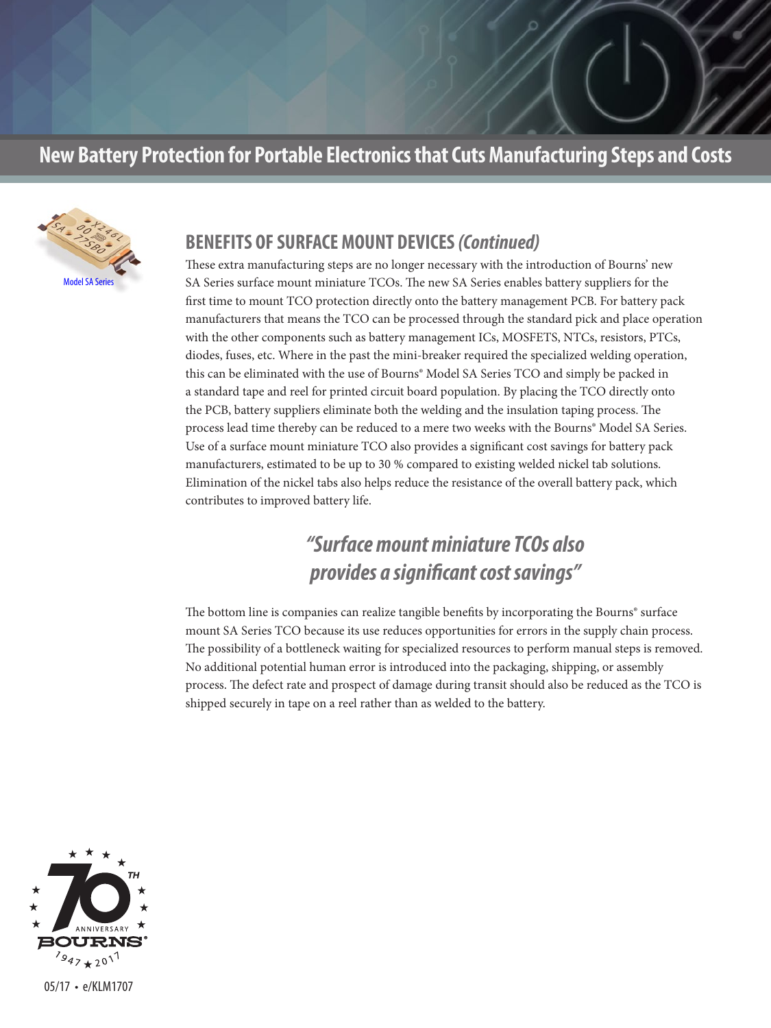# New Battery Protection for Portable Electronics that Cuts Manufacturing Steps and Costs

Model SA Series

## BENEFITS OF SURFACE MOUNT DEVICES *(Continued)*

These extra manufacturing steps are no longer necessary with the introduction of Bourns' new SA Series surface mount miniature TCOs. The new SA Series enables battery suppliers for the first time to mount TCO protection directly onto the battery management PCB. For battery pack manufacturers that means the TCO can be processed through the standard pick and place operation with the other components such as battery management ICs, MOSFETS, NTCs, resistors, PTCs, diodes, fuses, etc. Where in the past the mini-breaker required the specialized welding operation, this can be eliminated with the use of Bourns® Model SA Series TCO and simply be packed in a standard tape and reel for printed circuit board population. By placing the TCO directly onto the PCB, battery suppliers eliminate both the welding and the insulation taping process. The process lead time thereby can be reduced to a mere two weeks with the Bourns® Model SA Series. Use of a surface mount miniature TCO also provides a significant cost savings for battery pack manufacturers, estimated to be up to 30 % compared to existing welded nickel tab solutions. Elimination of the nickel tabs also helps reduce the resistance of the overall battery pack, which contributes to improved battery life.

> ***"Surface mount miniature TCOs also provides a significant cost savings"***

The bottom line is companies can realize tangible benefits by incorporating the Bourns® surface mount SA Series TCO because its use reduces opportunities for errors in the supply chain process. The possibility of a bottleneck waiting for specialized resources to perform manual steps is removed. No additional potential human error is introduced into the packaging, shipping, or assembly process. The defect rate and prospect of damage during transit should also be reduced as the TCO is shipped securely in tape on a reel rather than as welded to the battery.

70TH ANNIVERSARY BOURNS® 1947 ★ 2017

05/17 • e/KLM1707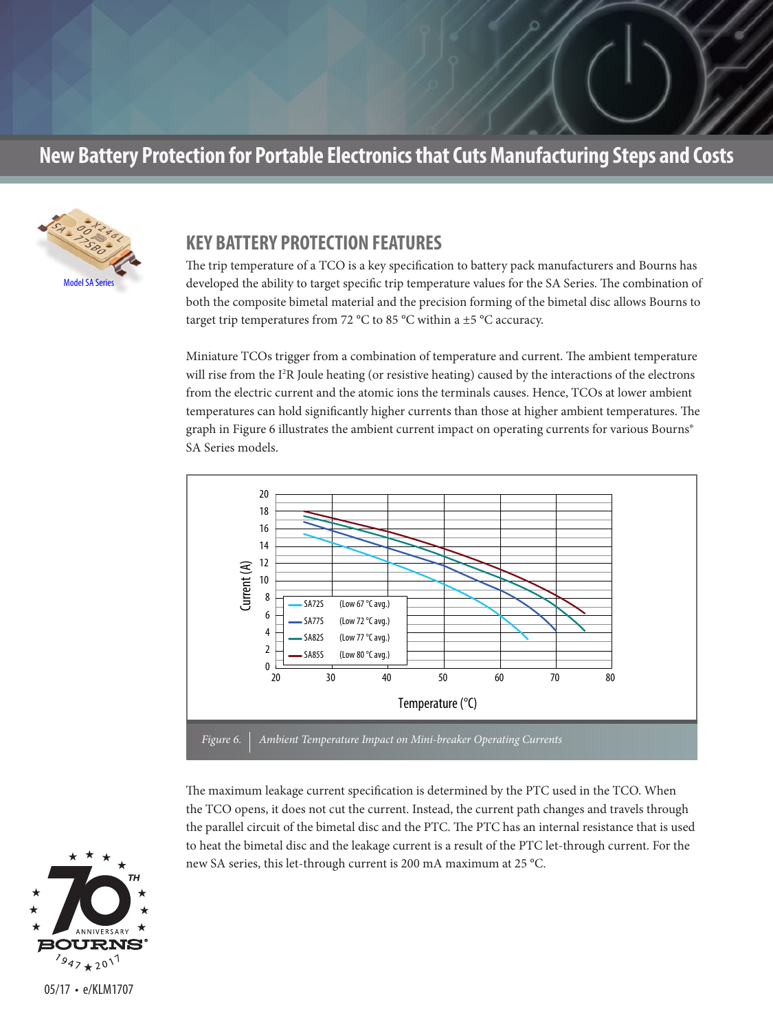# New Battery Protection for Portable Electronics that Cuts Manufacturing Steps and Costs

Model SA Series

## KEY BATTERY PROTECTION FEATURES

The trip temperature of a TCO is a key specification to battery pack manufacturers and Bourns has developed the ability to target specific trip temperature values for the SA Series. The combination of both the composite bimetal material and the precision forming of the bimetal disc allows Bourns to target trip temperatures from 72 °C to 85 °C within a ±5 °C accuracy.

Miniature TCOs trigger from a combination of temperature and current. The ambient temperature will rise from the $I^2R$ Joule heating (or resistive heating) caused by the interactions of the electrons from the electric current and the atomic ions the terminals causes. Hence, TCOs at lower ambient temperatures can hold significantly higher currents than those at higher ambient temperatures. The graph in Figure 6 illustrates the ambient current impact on operating currents for various Bourns® SA Series models.

*Figure 6. Ambient Temperature Impact on Mini-breaker Operating Currents*

The maximum leakage current specification is determined by the PTC used in the TCO. When the TCO opens, it does not cut the current. Instead, the current path changes and travels through the parallel circuit of the bimetal disc and the PTC. The PTC has an internal resistance that is used to heat the bimetal disc and the leakage current is a result of the PTC let-through current. For the new SA series, this let-through current is 200 mA maximum at 25 °C.

05/17 • e/KLM1707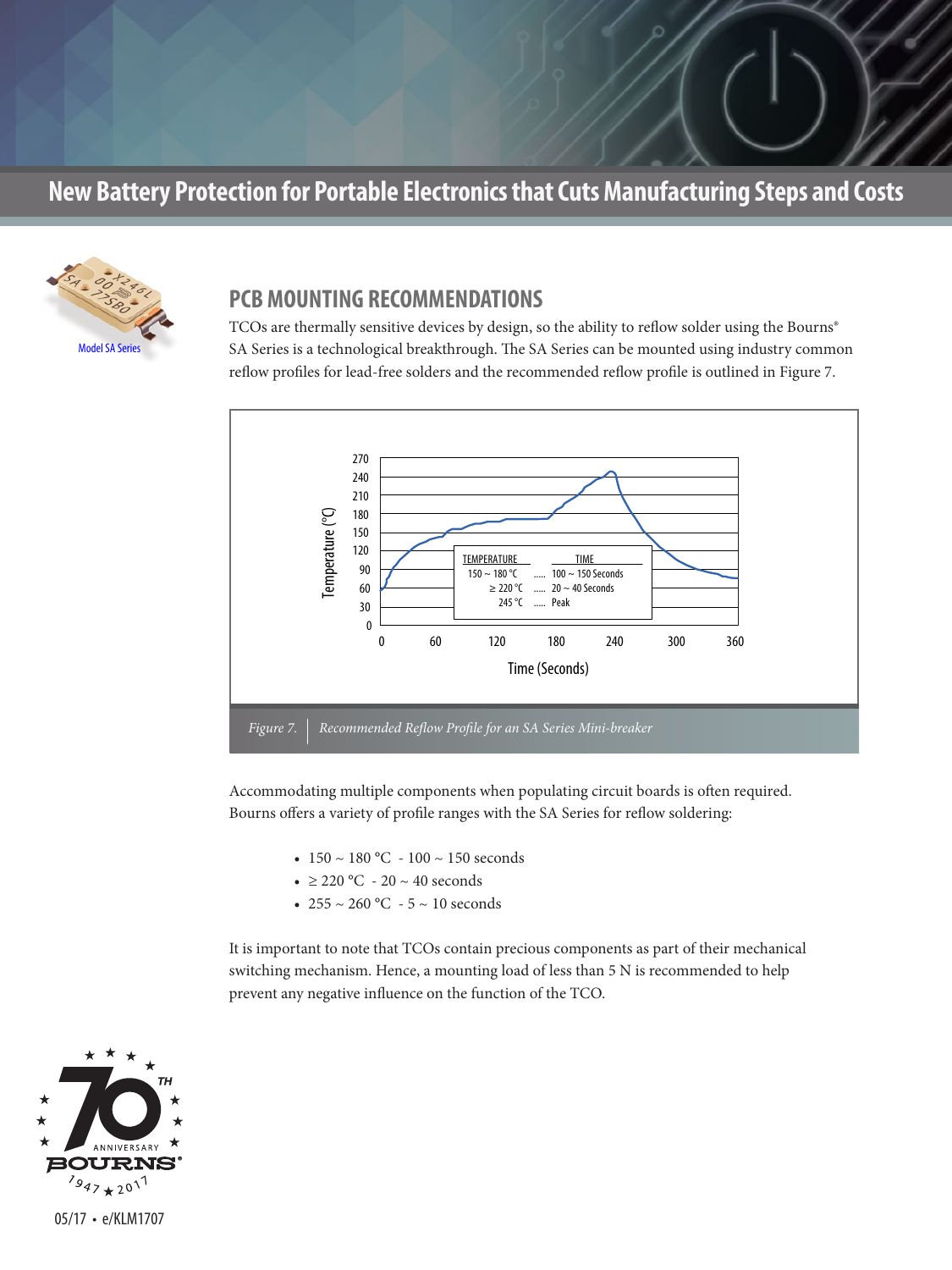## New Battery Protection for Portable Electronics that Cuts Manufacturing Steps and Costs

Model SA Series

## PCB MOUNTING RECOMMENDATIONS

TCOs are thermally sensitive devices by design, so the ability to reflow solder using the Bourns® SA Series is a technological breakthrough. The SA Series can be mounted using industry common reflow profiles for lead-free solders and the recommended reflow profile is outlined in Figure 7.

| TEMPERATURE | TIME |
| --- | --- |
| 150 ~ 180 °C | 100 ~ 150 Seconds |
| ≥ 220 °C | 20 ~ 40 Seconds |
| 245 °C | Peak |

*Figure 7. Recommended Reflow Profile for an SA Series Mini-breaker*

Accommodating multiple components when populating circuit boards is often required. Bourns offers a variety of profile ranges with the SA Series for reflow soldering:

- 150 ~ 180 °C - 100 ~ 150 seconds
- ≥ 220 °C - 20 ~ 40 seconds
- 255 ~ 260 °C - 5 ~ 10 seconds

It is important to note that TCOs contain precious components as part of their mechanical switching mechanism. Hence, a mounting load of less than 5 N is recommended to help prevent any negative influence on the function of the TCO.

05/17 • e/KLM1707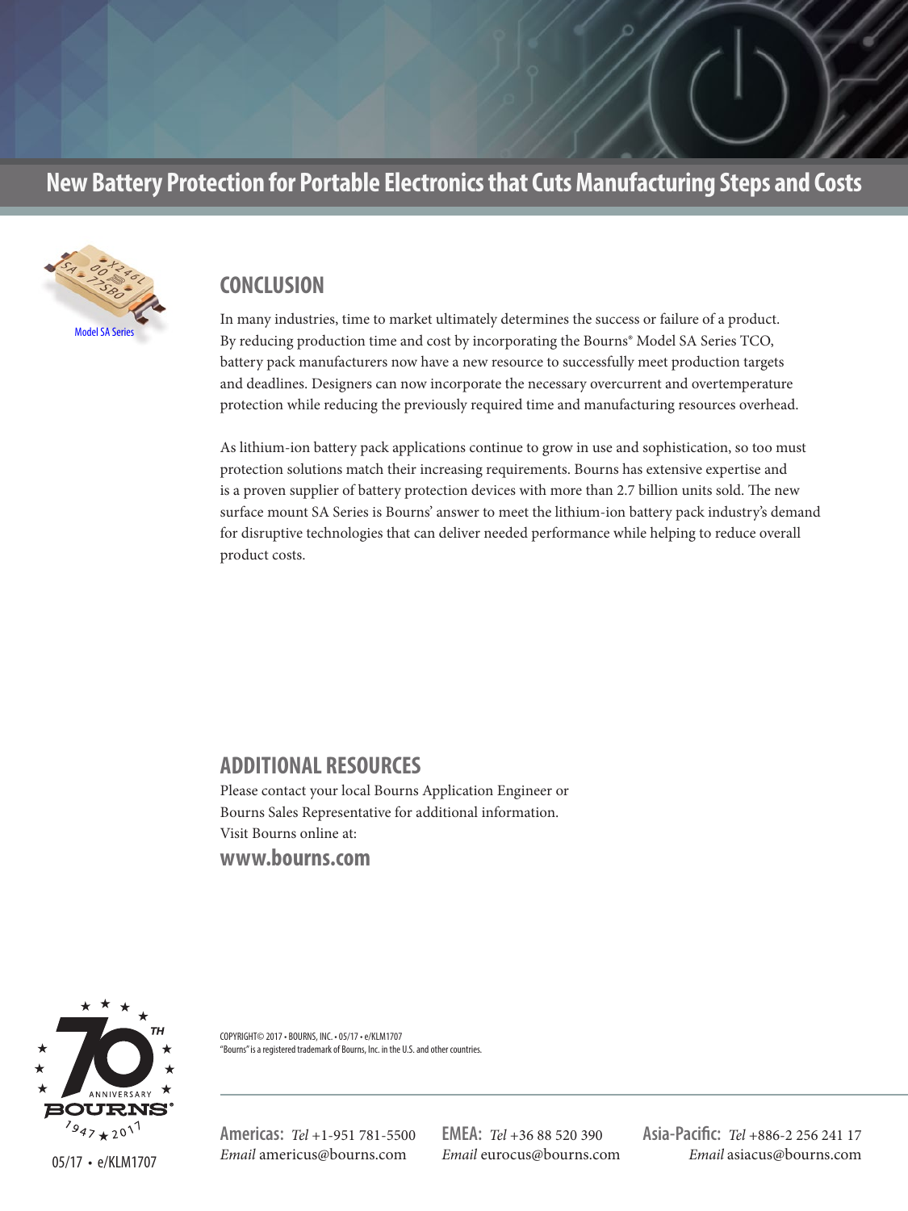## New Battery Protection for Portable Electronics that Cuts Manufacturing Steps and Costs

Model SA Series

## CONCLUSION

In many industries, time to market ultimately determines the success or failure of a product. By reducing production time and cost by incorporating the Bourns® Model SA Series TCO, battery pack manufacturers now have a new resource to successfully meet production targets and deadlines. Designers can now incorporate the necessary overcurrent and overtemperature protection while reducing the previously required time and manufacturing resources overhead.

As lithium-ion battery pack applications continue to grow in use and sophistication, so too must protection solutions match their increasing requirements. Bourns has extensive expertise and is a proven supplier of battery protection devices with more than 2.7 billion units sold. The new surface mount SA Series is Bourns' answer to meet the lithium-ion battery pack industry's demand for disruptive technologies that can deliver needed performance while helping to reduce overall product costs.

## ADDITIONAL RESOURCES

Please contact your local Bourns Application Engineer or Bourns Sales Representative for additional information. Visit Bourns online at:

**www.bourns.com**

COPYRIGHT© 2017 • BOURNS, INC. • 05/17 • e/KLM1707
"Bourns" is a registered trademark of Bourns, Inc. in the U.S. and other countries.

**Americas:** *Tel* +1-951 781-5500 *Email* americus@bourns.com

**EMEA:** *Tel* +36 88 520 390 *Email* eurocus@bourns.com

**Asia-Pacific:** *Tel* +886-2 256 241 17 *Email* asiacus@bourns.com

05/17 • e/KLM1707